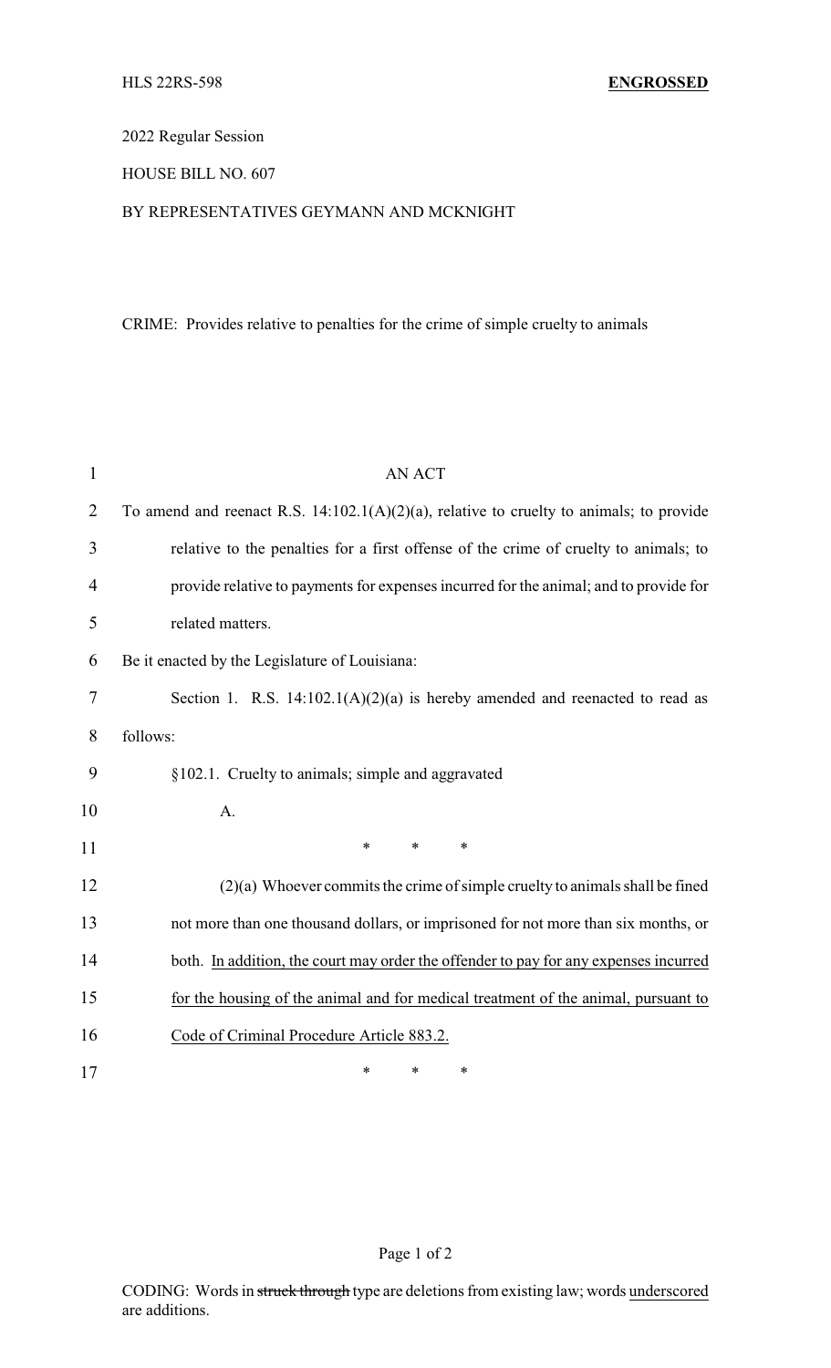HLS 22RS-598 **ENGROSSED**

2022 Regular Session

HOUSE BILL NO. 607

BY REPRESENTATIVES GEYMANN AND MCKNIGHT

CRIME: Provides relative to penalties for the crime of simple cruelty to animals

AN ACT

To amend and reenact R.S. 14:102.1(A)(2)(a), relative to cruelty to animals; to provide relative to the penalties for a first offense of the crime of cruelty to animals; to provide relative to payments for expenses incurred for the animal; and to provide for related matters.

Be it enacted by the Legislature of Louisiana:

Section 1. R.S. 14:102.1(A)(2)(a) is hereby amended and reenacted to read as follows:

§102.1. Cruelty to animals; simple and aggravated

A.

\* \* \*

(2)(a) Whoever commits the crime of simple cruelty to animals shall be fined not more than one thousand dollars, or imprisoned for not more than six months, or both. <u>In addition, the court may order the offender to pay for any expenses incurred for the housing of the animal and for medical treatment of the animal, pursuant to Code of Criminal Procedure Article 883.2.</u>

\* \* \*

CODING: Words in ~~struck through~~ type are deletions from existing law; words <u>underscored</u> are additions.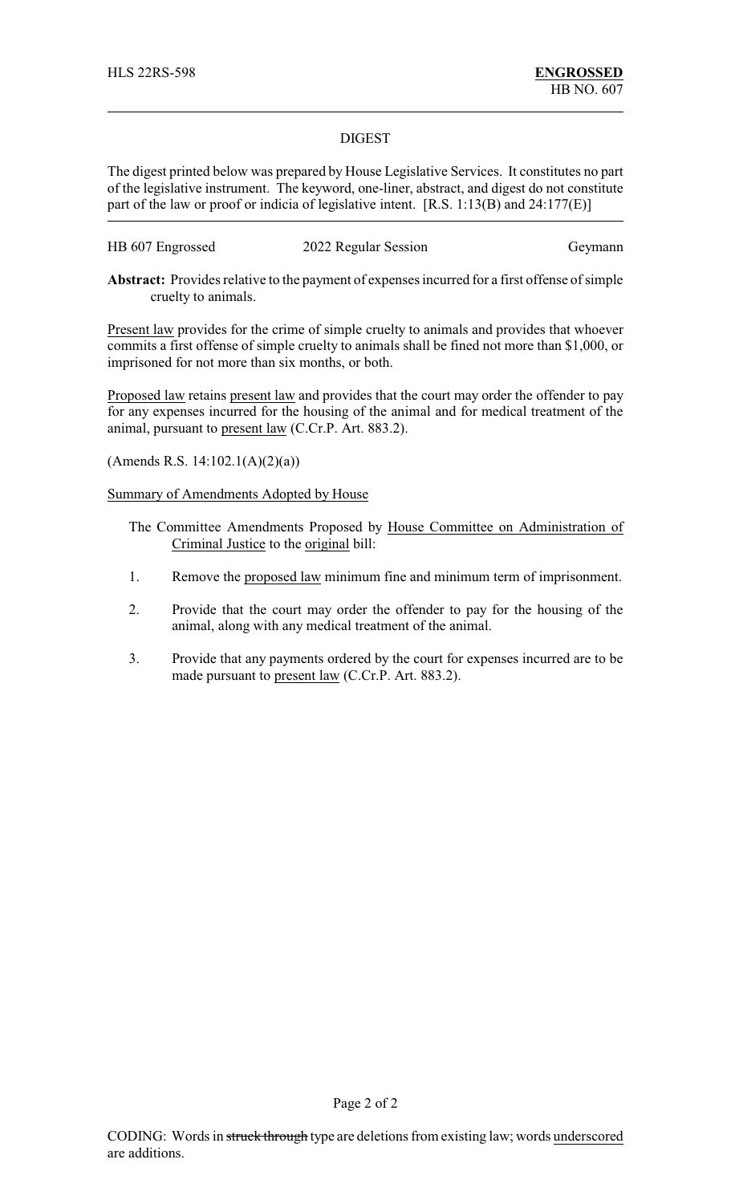HLS 22RS-598 **ENGROSSED**
HB NO. 607

DIGEST

The digest printed below was prepared by House Legislative Services. It constitutes no part of the legislative instrument. The keyword, one-liner, abstract, and digest do not constitute part of the law or proof or indicia of legislative intent. [R.S. 1:13(B) and 24:177(E)]

HB 607 Engrossed | 2022 Regular Session | Geymann

**Abstract:** Provides relative to the payment of expenses incurred for a first offense of simple cruelty to animals.

Present law provides for the crime of simple cruelty to animals and provides that whoever commits a first offense of simple cruelty to animals shall be fined not more than $1,000, or imprisoned for not more than six months, or both.

Proposed law retains present law and provides that the court may order the offender to pay for any expenses incurred for the housing of the animal and for medical treatment of the animal, pursuant to present law (C.Cr.P. Art. 883.2).

(Amends R.S. 14:102.1(A)(2)(a))

Summary of Amendments Adopted by House

The Committee Amendments Proposed by House Committee on Administration of Criminal Justice to the original bill:

1. Remove the proposed law minimum fine and minimum term of imprisonment.
2. Provide that the court may order the offender to pay for the housing of the animal, along with any medical treatment of the animal.
3. Provide that any payments ordered by the court for expenses incurred are to be made pursuant to present law (C.Cr.P. Art. 883.2).

CODING: Words in ~~struck through~~ type are deletions from existing law; words underscored are additions.